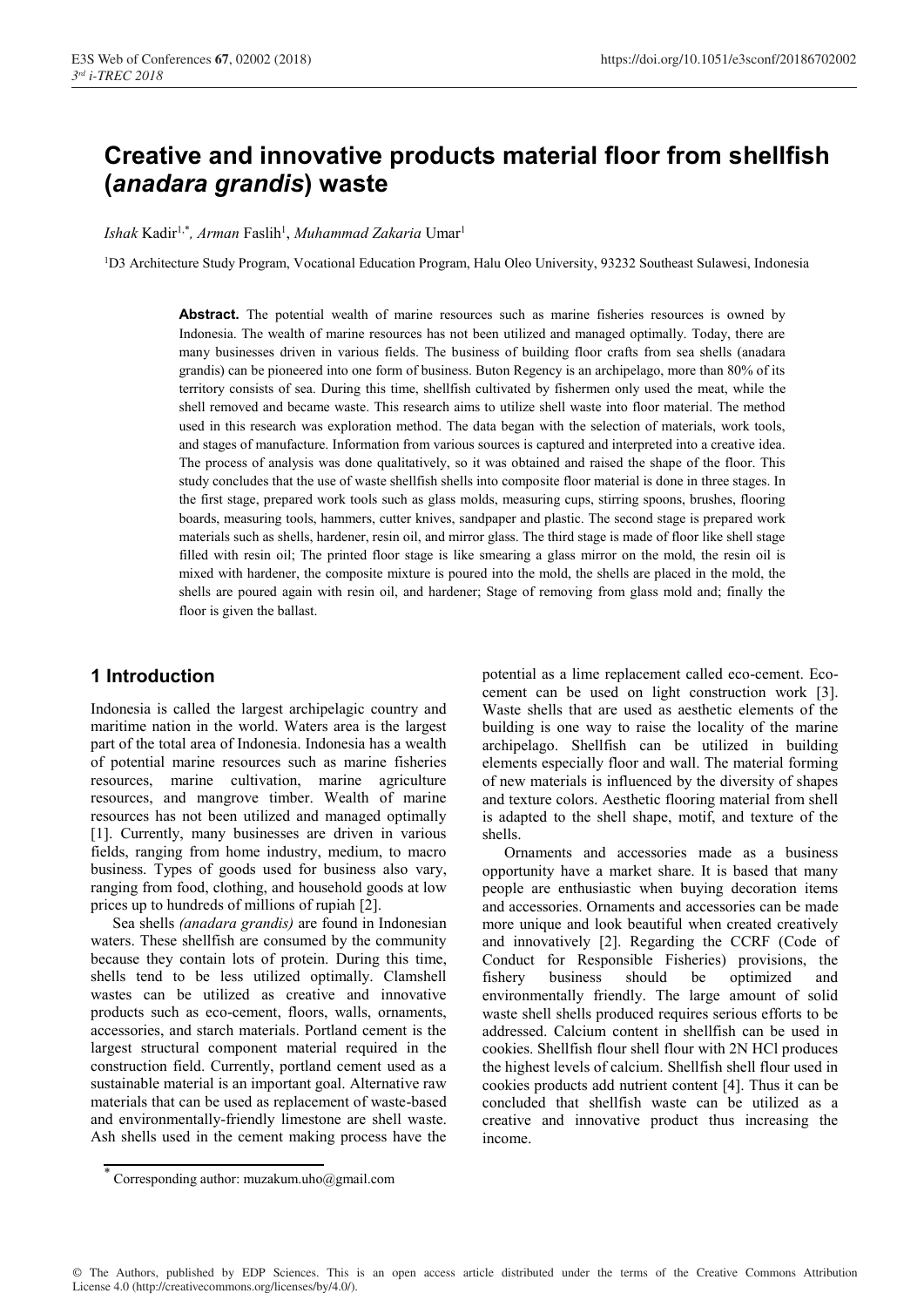# Creative and innovative products material floor from shellfish (*anadara grandis*) waste

*Ishak* Kadir[1,*], *Arman* Faslih[1], *Muhammad Zakaria* Umar[1]

[1]D3 Architecture Study Program, Vocational Education Program, Halu Oleo University, 93232 Southeast Sulawesi, Indonesia

**Abstract.** The potential wealth of marine resources such as marine fisheries resources is owned by Indonesia. The wealth of marine resources has not been utilized and managed optimally. Today, there are many businesses driven in various fields. The business of building floor crafts from sea shells (anadara grandis) can be pioneered into one form of business. Buton Regency is an archipelago, more than 80% of its territory consists of sea. During this time, shellfish cultivated by fishermen only used the meat, while the shell removed and became waste. This research aims to utilize shell waste into floor material. The method used in this research was exploration method. The data began with the selection of materials, work tools, and stages of manufacture. Information from various sources is captured and interpreted into a creative idea. The process of analysis was done qualitatively, so it was obtained and raised the shape of the floor. This study concludes that the use of waste shellfish shells into composite floor material is done in three stages. In the first stage, prepared work tools such as glass molds, measuring cups, stirring spoons, brushes, flooring boards, measuring tools, hammers, cutter knives, sandpaper and plastic. The second stage is prepared work materials such as shells, hardener, resin oil, and mirror glass. The third stage is made of floor like shell stage filled with resin oil; The printed floor stage is like smearing a glass mirror on the mold, the resin oil is mixed with hardener, the composite mixture is poured into the mold, the shells are placed in the mold, the shells are poured again with resin oil, and hardener; Stage of removing from glass mold and; finally the floor is given the ballast.

## 1 Introduction

Indonesia is called the largest archipelagic country and maritime nation in the world. Waters area is the largest part of the total area of Indonesia. Indonesia has a wealth of potential marine resources such as marine fisheries resources, marine cultivation, marine agriculture resources, and mangrove timber. Wealth of marine resources has not been utilized and managed optimally [1]. Currently, many businesses are driven in various fields, ranging from home industry, medium, to macro business. Types of goods used for business also vary, ranging from food, clothing, and household goods at low prices up to hundreds of millions of rupiah [2].

Sea shells *(anadara grandis)* are found in Indonesian waters. These shellfish are consumed by the community because they contain lots of protein. During this time, shells tend to be less utilized optimally. Clamshell wastes can be utilized as creative and innovative products such as eco-cement, floors, walls, ornaments, accessories, and starch materials. Portland cement is the largest structural component material required in the construction field. Currently, portland cement used as a sustainable material is an important goal. Alternative raw materials that can be used as replacement of waste-based and environmentally-friendly limestone are shell waste. Ash shells used in the cement making process have the potential as a lime replacement called eco-cement. Eco-cement can be used on light construction work [3]. Waste shells that are used as aesthetic elements of the building is one way to raise the locality of the marine archipelago. Shellfish can be utilized in building elements especially floor and wall. The material forming of new materials is influenced by the diversity of shapes and texture colors. Aesthetic flooring material from shell is adapted to the shell shape, motif, and texture of the shells.

Ornaments and accessories made as a business opportunity have a market share. It is based that many people are enthusiastic when buying decoration items and accessories. Ornaments and accessories can be made more unique and look beautiful when created creatively and innovatively [2]. Regarding the CCRF (Code of Conduct for Responsible Fisheries) provisions, the fishery business should be optimized and environmentally friendly. The large amount of solid waste shell shells produced requires serious efforts to be addressed. Calcium content in shellfish can be used in cookies. Shellfish flour shell flour with 2N HCl produces the highest levels of calcium. Shellfish shell flour used in cookies products add nutrient content [4]. Thus it can be concluded that shellfish waste can be utilized as a creative and innovative product thus increasing the income.

[*] Corresponding author: muzakum.uho@gmail.com

© The Authors, published by EDP Sciences. This is an open access article distributed under the terms of the Creative Commons Attribution License 4.0 (http://creativecommons.org/licenses/by/4.0/).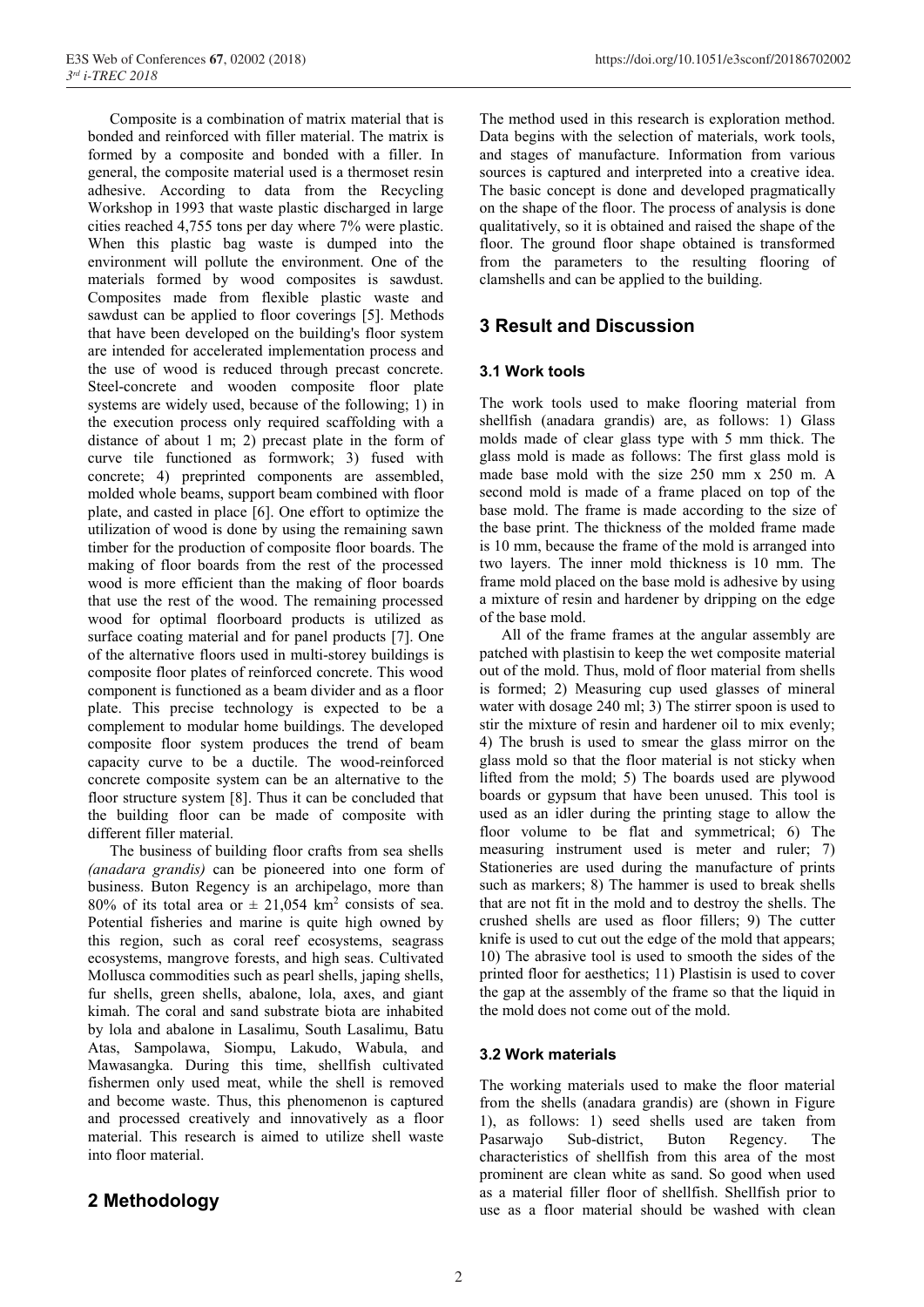Composite is a combination of matrix material that is bonded and reinforced with filler material. The matrix is formed by a composite and bonded with a filler. In general, the composite material used is a thermoset resin adhesive. According to data from the Recycling Workshop in 1993 that waste plastic discharged in large cities reached 4,755 tons per day where 7% were plastic. When this plastic bag waste is dumped into the environment will pollute the environment. One of the materials formed by wood composites is sawdust. Composites made from flexible plastic waste and sawdust can be applied to floor coverings [5]. Methods that have been developed on the building's floor system are intended for accelerated implementation process and the use of wood is reduced through precast concrete. Steel-concrete and wooden composite floor plate systems are widely used, because of the following; 1) in the execution process only required scaffolding with a distance of about 1 m; 2) precast plate in the form of curve tile functioned as formwork; 3) fused with concrete; 4) preprinted components are assembled, molded whole beams, support beam combined with floor plate, and casted in place [6]. One effort to optimize the utilization of wood is done by using the remaining sawn timber for the production of composite floor boards. The making of floor boards from the rest of the processed wood is more efficient than the making of floor boards that use the rest of the wood. The remaining processed wood for optimal floorboard products is utilized as surface coating material and for panel products [7]. One of the alternative floors used in multi-storey buildings is composite floor plates of reinforced concrete. This wood component is functioned as a beam divider and as a floor plate. This precise technology is expected to be a complement to modular home buildings. The developed composite floor system produces the trend of beam capacity curve to be a ductile. The wood-reinforced concrete composite system can be an alternative to the floor structure system [8]. Thus it can be concluded that the building floor can be made of composite with different filler material.

The business of building floor crafts from sea shells *(anadara grandis)* can be pioneered into one form of business. Buton Regency is an archipelago, more than 80% of its total area or ± 21,054 km$^2$ consists of sea. Potential fisheries and marine is quite high owned by this region, such as coral reef ecosystems, seagrass ecosystems, mangrove forests, and high seas. Cultivated Mollusca commodities such as pearl shells, japing shells, fur shells, green shells, abalone, lola, axes, and giant kimah. The coral and sand substrate biota are inhabited by lola and abalone in Lasalimu, South Lasalimu, Batu Atas, Sampolawa, Siompu, Lakudo, Wabula, and Mawasangka. During this time, shellfish cultivated fishermen only used meat, while the shell is removed and become waste. Thus, this phenomenon is captured and processed creatively and innovatively as a floor material. This research is aimed to utilize shell waste into floor material.

## 2 Methodology

The method used in this research is exploration method. Data begins with the selection of materials, work tools, and stages of manufacture. Information from various sources is captured and interpreted into a creative idea. The basic concept is done and developed pragmatically on the shape of the floor. The process of analysis is done qualitatively, so it is obtained and raised the shape of the floor. The ground floor shape obtained is transformed from the parameters to the resulting flooring of clamshells and can be applied to the building.

## 3 Result and Discussion

### 3.1 Work tools

The work tools used to make flooring material from shellfish (anadara grandis) are, as follows: 1) Glass molds made of clear glass type with 5 mm thick. The glass mold is made as follows: The first glass mold is made base mold with the size 250 mm x 250 m. A second mold is made of a frame placed on top of the base mold. The frame is made according to the size of the base print. The thickness of the molded frame made is 10 mm, because the frame of the mold is arranged into two layers. The inner mold thickness is 10 mm. The frame mold placed on the base mold is adhesive by using a mixture of resin and hardener by dripping on the edge of the base mold.

All of the frame frames at the angular assembly are patched with plastisin to keep the wet composite material out of the mold. Thus, mold of floor material from shells is formed; 2) Measuring cup used glasses of mineral water with dosage 240 ml; 3) The stirrer spoon is used to stir the mixture of resin and hardener oil to mix evenly; 4) The brush is used to smear the glass mirror on the glass mold so that the floor material is not sticky when lifted from the mold; 5) The boards used are plywood boards or gypsum that have been unused. This tool is used as an idler during the printing stage to allow the floor volume to be flat and symmetrical; 6) The measuring instrument used is meter and ruler; 7) Stationeries are used during the manufacture of prints such as markers; 8) The hammer is used to break shells that are not fit in the mold and to destroy the shells. The crushed shells are used as floor fillers; 9) The cutter knife is used to cut out the edge of the mold that appears; 10) The abrasive tool is used to smooth the sides of the printed floor for aesthetics; 11) Plastisin is used to cover the gap at the assembly of the frame so that the liquid in the mold does not come out of the mold.

### 3.2 Work materials

The working materials used to make the floor material from the shells (anadara grandis) are (shown in Figure 1), as follows: 1) seed shells used are taken from Pasarwajo Sub-district, Buton Regency. The characteristics of shellfish from this area of the most prominent are clean white as sand. So good when used as a material filler floor of shellfish. Shellfish prior to use as a floor material should be washed with clean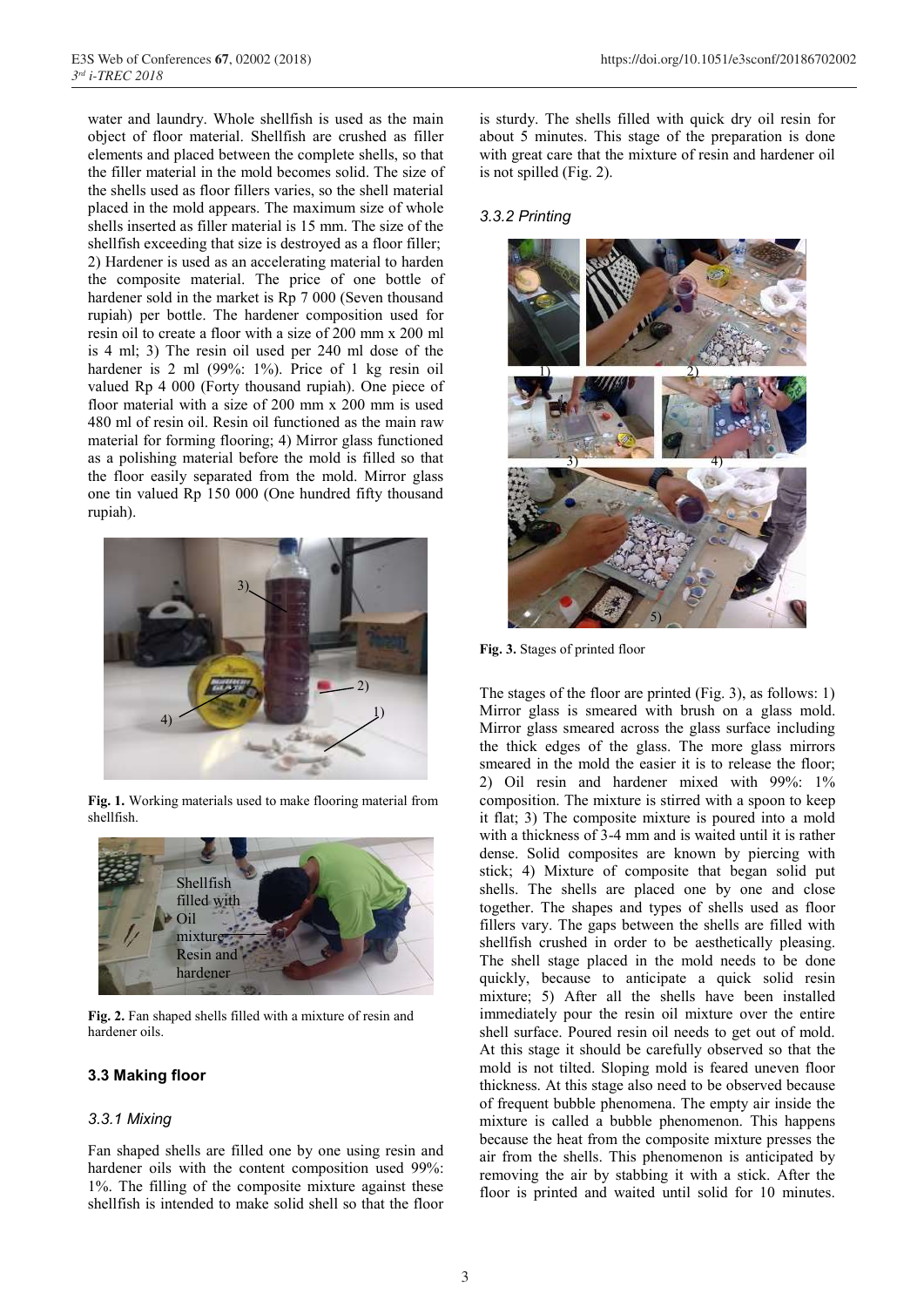water and laundry. Whole shellfish is used as the main object of floor material. Shellfish are crushed as filler elements and placed between the complete shells, so that the filler material in the mold becomes solid. The size of the shells used as floor fillers varies, so the shell material placed in the mold appears. The maximum size of whole shells inserted as filler material is 15 mm. The size of the shellfish exceeding that size is destroyed as a floor filler; 2) Hardener is used as an accelerating material to harden the composite material. The price of one bottle of hardener sold in the market is Rp 7 000 (Seven thousand rupiah) per bottle. The hardener composition used for resin oil to create a floor with a size of 200 mm x 200 ml is 4 ml; 3) The resin oil used per 240 ml dose of the hardener is 2 ml (99%: 1%). Price of 1 kg resin oil valued Rp 4 000 (Forty thousand rupiah). One piece of floor material with a size of 200 mm x 200 mm is used 480 ml of resin oil. Resin oil functioned as the main raw material for forming flooring; 4) Mirror glass functioned as a polishing material before the mold is filled so that the floor easily separated from the mold. Mirror glass one tin valued Rp 150 000 (One hundred fifty thousand rupiah).

**Fig. 1.** Working materials used to make flooring material from shellfish.

**Fig. 2.** Fan shaped shells filled with a mixture of resin and hardener oils.

### 3.3 Making floor

#### *3.3.1 Mixing*

Fan shaped shells are filled one by one using resin and hardener oils with the content composition used 99%: 1%. The filling of the composite mixture against these shellfish is intended to make solid shell so that the floor is sturdy. The shells filled with quick dry oil resin for about 5 minutes. This stage of the preparation is done with great care that the mixture of resin and hardener oil is not spilled (Fig. 2).

#### *3.3.2 Printing*

**Fig. 3.** Stages of printed floor

The stages of the floor are printed (Fig. 3), as follows: 1) Mirror glass is smeared with brush on a glass mold. Mirror glass smeared across the glass surface including the thick edges of the glass. The more glass mirrors smeared in the mold the easier it is to release the floor; 2) Oil resin and hardener mixed with 99%: 1% composition. The mixture is stirred with a spoon to keep it flat; 3) The composite mixture is poured into a mold with a thickness of 3-4 mm and is waited until it is rather dense. Solid composites are known by piercing with stick; 4) Mixture of composite that began solid put shells. The shells are placed one by one and close together. The shapes and types of shells used as floor fillers vary. The gaps between the shells are filled with shellfish crushed in order to be aesthetically pleasing. The shell stage placed in the mold needs to be done quickly, because to anticipate a quick solid resin mixture; 5) After all the shells have been installed immediately pour the resin oil mixture over the entire shell surface. Poured resin oil needs to get out of mold. At this stage it should be carefully observed so that the mold is not tilted. Sloping mold is feared uneven floor thickness. At this stage also need to be observed because of frequent bubble phenomena. The empty air inside the mixture is called a bubble phenomenon. This happens because the heat from the composite mixture presses the air from the shells. This phenomenon is anticipated by removing the air by stabbing it with a stick. After the floor is printed and waited until solid for 10 minutes.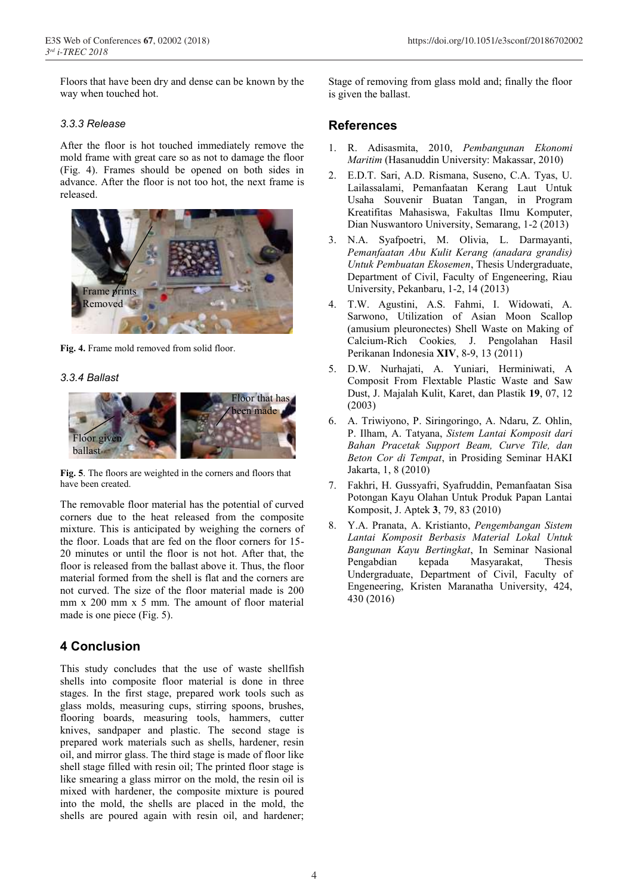Floors that have been dry and dense can be known by the way when touched hot.

### 3.3.3 Release

After the floor is hot touched immediately remove the mold frame with great care so as not to damage the floor (Fig. 4). Frames should be opened on both sides in advance. After the floor is not too hot, the next frame is released.

Frame prints
Removed

**Fig. 4.** Frame mold removed from solid floor.

### 3.3.4 Ballast

Floor given ballast

Floor that has been made

**Fig. 5**. The floors are weighted in the corners and floors that have been created.

The removable floor material has the potential of curved corners due to the heat released from the composite mixture. This is anticipated by weighing the corners of the floor. Loads that are fed on the floor corners for 15-20 minutes or until the floor is not hot. After that, the floor is released from the ballast above it. Thus, the floor material formed from the shell is flat and the corners are not curved. The size of the floor material made is 200 mm x 200 mm x 5 mm. The amount of floor material made is one piece (Fig. 5).

## 4 Conclusion

This study concludes that the use of waste shellfish shells into composite floor material is done in three stages. In the first stage, prepared work tools such as glass molds, measuring cups, stirring spoons, brushes, flooring boards, measuring tools, hammers, cutter knives, sandpaper and plastic. The second stage is prepared work materials such as shells, hardener, resin oil, and mirror glass. The third stage is made of floor like shell stage filled with resin oil; The printed floor stage is like smearing a glass mirror on the mold, the resin oil is mixed with hardener, the composite mixture is poured into the mold, the shells are placed in the mold, the shells are poured again with resin oil, and hardener; Stage of removing from glass mold and; finally the floor is given the ballast.

## References

1. R. Adisasmita, 2010, *Pembangunan Ekonomi Maritim* (Hasanuddin University: Makassar, 2010)
2. E.D.T. Sari, A.D. Rismana, Suseno, C.A. Tyas, U. Lailassalami, Pemanfaatan Kerang Laut Untuk Usaha Souvenir Buatan Tangan, in Program Kreatifitas Mahasiswa, Fakultas Ilmu Komputer, Dian Nuswantoro University, Semarang, 1-2 (2013)
3. N.A. Syafpoetri, M. Olivia, L. Darmayanti, *Pemanfaatan Abu Kulit Kerang (anadara grandis) Untuk Pembuatan Ekosemen*, Thesis Undergraduate, Department of Civil, Faculty of Engeneering, Riau University, Pekanbaru, 1-2, 14 (2013)
4. T.W. Agustini, A.S. Fahmi, I. Widowati, A. Sarwono, Utilization of Asian Moon Scallop (amusium pleuronectes) Shell Waste on Making of Calcium-Rich Cookies, J. Pengolahan Hasil Perikanan Indonesia **XIV**, 8-9, 13 (2011)
5. D.W. Nurhajati, A. Yuniari, Herminiwati, A Composit From Flextable Plastic Waste and Saw Dust, J. Majalah Kulit, Karet, dan Plastik **19**, 07, 12 (2003)
6. A. Triwiyono, P. Siringoringo, A. Ndaru, Z. Ohlin, P. Ilham, A. Tatyana, *Sistem Lantai Komposit dari Bahan Pracetak Support Beam, Curve Tile, dan Beton Cor di Tempat*, in Prosiding Seminar HAKI Jakarta, 1, 8 (2010)
7. Fakhri, H. Gussyafri, Syafruddin, Pemanfaatan Sisa Potongan Kayu Olahan Untuk Produk Papan Lantai Komposit, J. Aptek **3**, 79, 83 (2010)
8. Y.A. Pranata, A. Kristianto, *Pengembangan Sistem Lantai Komposit Berbasis Material Lokal Untuk Bangunan Kayu Bertingkat*, In Seminar Nasional Pengabdian kepada Masyarakat, Thesis Undergraduate, Department of Civil, Faculty of Engeneering, Kristen Maranatha University, 424, 430 (2016)